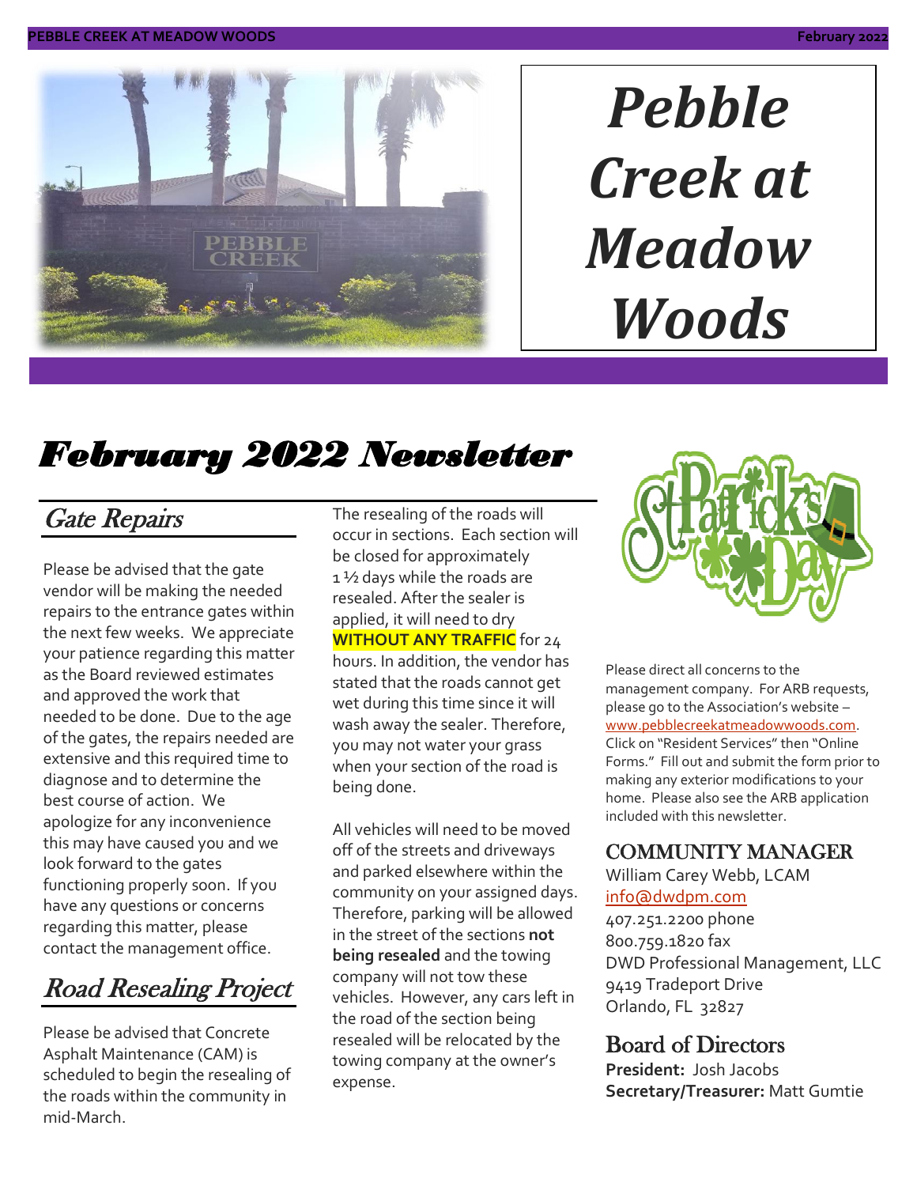# Pebble Creek at Meadow Woods

## February 2022 Newsletter

### Gate Repairs

Please be advised that the gate vendor will be making the needed repairs to the entrance gates within the next few weeks. We appreciate your patience regarding this matter as the Board reviewed estimates and approved the work that needed to be done. Due to the age of the gates, the repairs needed are extensive and this required time to diagnose and to determine the best course of action. We apologize for any inconvenience this may have caused you and we look forward to the gates functioning properly soon. If you have any questions or concerns regarding this matter, please contact the management office.

### Road Resealing Project

Please be advised that Concrete Asphalt Maintenance (CAM) is scheduled to begin the resealing of the roads within the community in mid-March.

The resealing of the roads will occur in sections. Each section will be closed for approximately 1 ½ days while the roads are resealed. After the sealer is applied, it will need to dry **WITHOUT ANY TRAFFIC** for 24 hours. In addition, the vendor has stated that the roads cannot get wet during this time since it will wash away the sealer. Therefore, you may not water your grass when your section of the road is being done.

All vehicles will need to be moved off of the streets and driveways and parked elsewhere within the community on your assigned days. Therefore, parking will be allowed in the street of the sections **not being resealed** and the towing company will not tow these vehicles. However, any cars left in the road of the section being resealed will be relocated by the towing company at the owner's expense.

Please direct all concerns to the management company. For ARB requests, please go to the Association's website – www.pebblecreekatmeadowwoods.com. Click on "Resident Services" then "Online Forms." Fill out and submit the form prior to making any exterior modifications to your home. Please also see the ARB application included with this newsletter.

### COMMUNITY MANAGER

William Carey Webb, LCAM
info@dwdpm.com
407.251.2200 phone
800.759.1820 fax
DWD Professional Management, LLC
9419 Tradeport Drive
Orlando, FL 32827

### Board of Directors

**President:** Josh Jacobs
**Secretary/Treasurer:** Matt Gumtie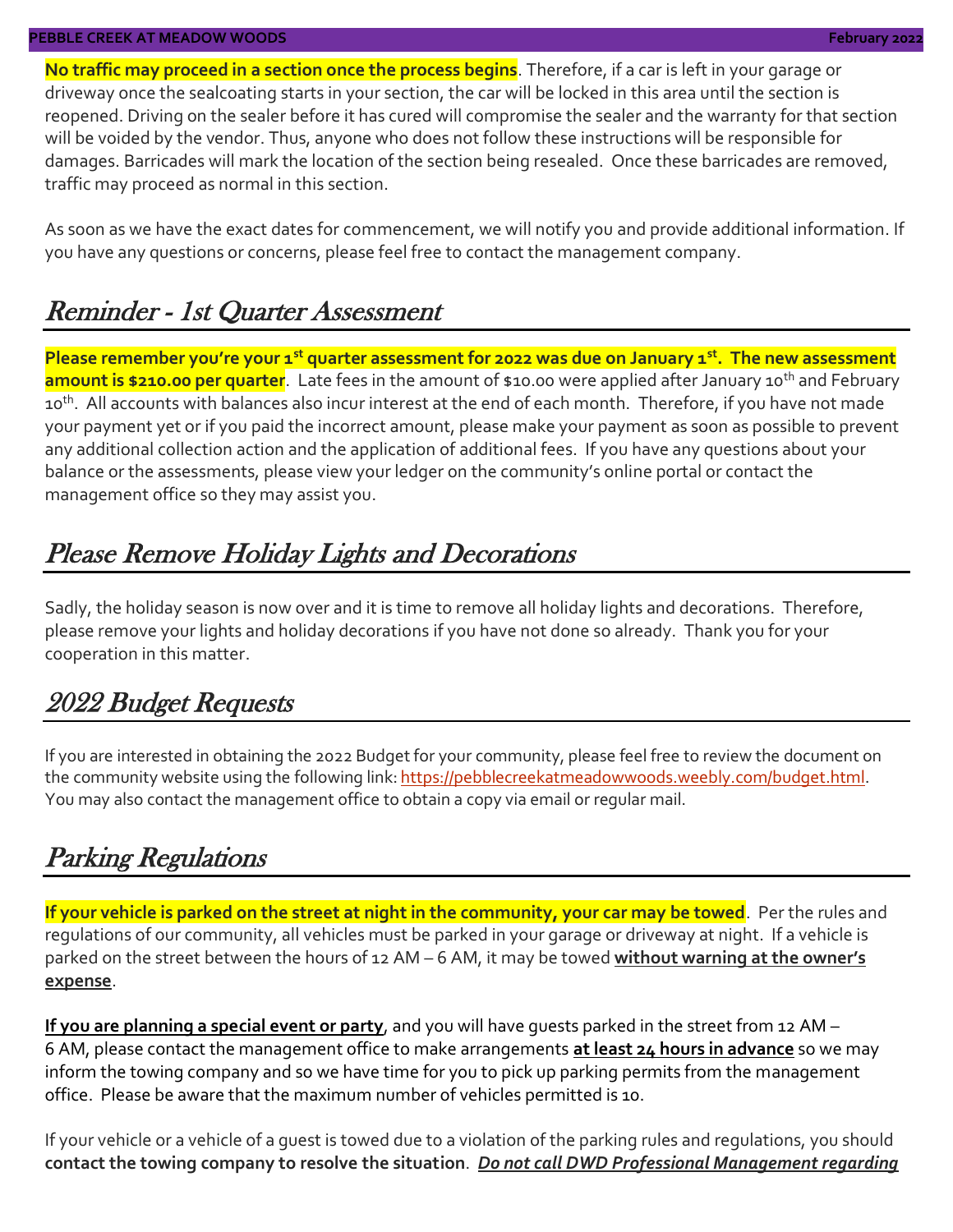**No traffic may proceed in a section once the process begins**. Therefore, if a car is left in your garage or driveway once the sealcoating starts in your section, the car will be locked in this area until the section is reopened. Driving on the sealer before it has cured will compromise the sealer and the warranty for that section will be voided by the vendor. Thus, anyone who does not follow these instructions will be responsible for damages. Barricades will mark the location of the section being resealed. Once these barricades are removed, traffic may proceed as normal in this section.

As soon as we have the exact dates for commencement, we will notify you and provide additional information. If you have any questions or concerns, please feel free to contact the management company.

## Reminder - 1st Quarter Assessment

**Please remember you're your 1st quarter assessment for 2022 was due on January 1st. The new assessment amount is $210.00 per quarter**. Late fees in the amount of $10.00 were applied after January 10th and February 10th. All accounts with balances also incur interest at the end of each month. Therefore, if you have not made your payment yet or if you paid the incorrect amount, please make your payment as soon as possible to prevent any additional collection action and the application of additional fees. If you have any questions about your balance or the assessments, please view your ledger on the community's online portal or contact the management office so they may assist you.

## Please Remove Holiday Lights and Decorations

Sadly, the holiday season is now over and it is time to remove all holiday lights and decorations. Therefore, please remove your lights and holiday decorations if you have not done so already. Thank you for your cooperation in this matter.

## 2022 Budget Requests

If you are interested in obtaining the 2022 Budget for your community, please feel free to review the document on the community website using the following link: https://pebblecreekatmeadowwoods.weebly.com/budget.html. You may also contact the management office to obtain a copy via email or regular mail.

## Parking Regulations

**If your vehicle is parked on the street at night in the community, your car may be towed**. Per the rules and regulations of our community, all vehicles must be parked in your garage or driveway at night. If a vehicle is parked on the street between the hours of 12 AM – 6 AM, it may be towed **without warning at the owner's expense**.

**If you are planning a special event or party**, and you will have guests parked in the street from 12 AM – 6 AM, please contact the management office to make arrangements **at least 24 hours in advance** so we may inform the towing company and so we have time for you to pick up parking permits from the management office. Please be aware that the maximum number of vehicles permitted is 10.

If your vehicle or a vehicle of a guest is towed due to a violation of the parking rules and regulations, you should **contact the towing company to resolve the situation**. ***Do not call DWD Professional Management regarding***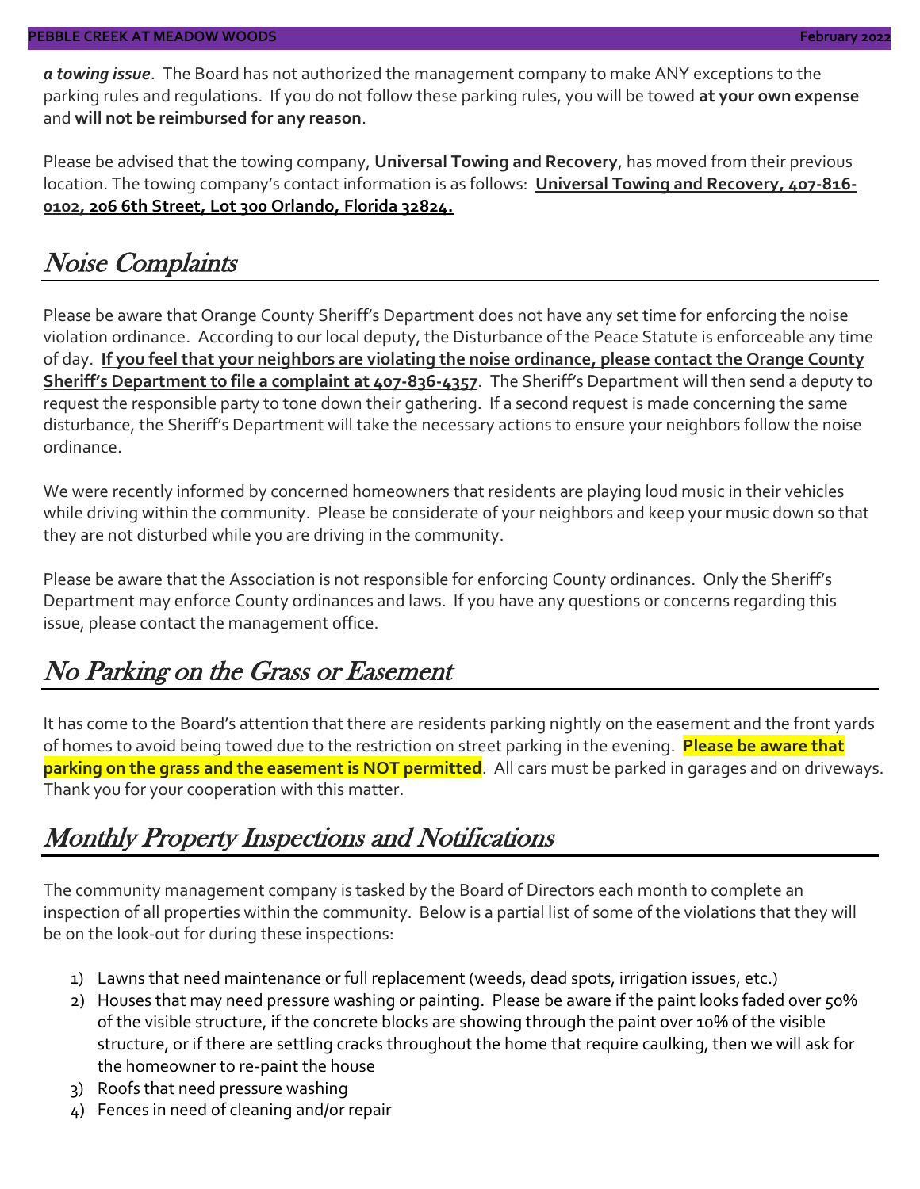***a towing issue***. The Board has not authorized the management company to make ANY exceptions to the parking rules and regulations. If you do not follow these parking rules, you will be towed **at your own expense** and **will not be reimbursed for any reason**.

Please be advised that the towing company, **Universal Towing and Recovery**, has moved from their previous location. The towing company's contact information is as follows: **Universal Towing and Recovery, 407-816-0102, 206 6th Street, Lot 300 Orlando, Florida 32824.**

## *Noise Complaints*

Please be aware that Orange County Sheriff's Department does not have any set time for enforcing the noise violation ordinance. According to our local deputy, the Disturbance of the Peace Statute is enforceable any time of day. **If you feel that your neighbors are violating the noise ordinance, please contact the Orange County Sheriff's Department to file a complaint at 407-836-4357**. The Sheriff's Department will then send a deputy to request the responsible party to tone down their gathering. If a second request is made concerning the same disturbance, the Sheriff's Department will take the necessary actions to ensure your neighbors follow the noise ordinance.

We were recently informed by concerned homeowners that residents are playing loud music in their vehicles while driving within the community. Please be considerate of your neighbors and keep your music down so that they are not disturbed while you are driving in the community.

Please be aware that the Association is not responsible for enforcing County ordinances. Only the Sheriff's Department may enforce County ordinances and laws. If you have any questions or concerns regarding this issue, please contact the management office.

## *No Parking on the Grass or Easement*

It has come to the Board's attention that there are residents parking nightly on the easement and the front yards of homes to avoid being towed due to the restriction on street parking in the evening. **Please be aware that parking on the grass and the easement is NOT permitted**. All cars must be parked in garages and on driveways. Thank you for your cooperation with this matter.

## *Monthly Property Inspections and Notifications*

The community management company is tasked by the Board of Directors each month to complete an inspection of all properties within the community. Below is a partial list of some of the violations that they will be on the look-out for during these inspections:

1) Lawns that need maintenance or full replacement (weeds, dead spots, irrigation issues, etc.)
2) Houses that may need pressure washing or painting. Please be aware if the paint looks faded over 50% of the visible structure, if the concrete blocks are showing through the paint over 10% of the visible structure, or if there are settling cracks throughout the home that require caulking, then we will ask for the homeowner to re-paint the house
3) Roofs that need pressure washing
4) Fences in need of cleaning and/or repair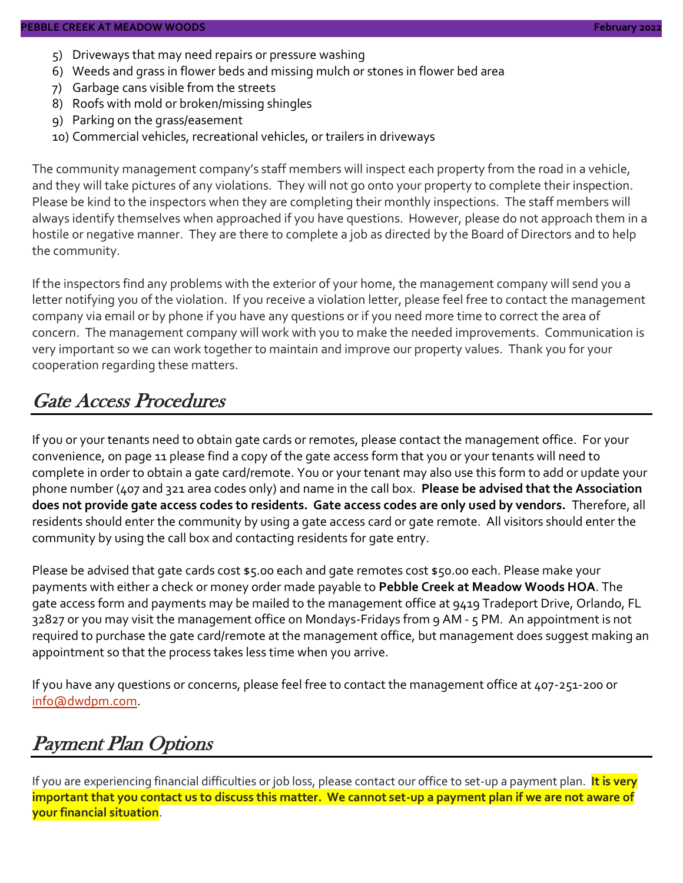5) Driveways that may need repairs or pressure washing
6) Weeds and grass in flower beds and missing mulch or stones in flower bed area
7) Garbage cans visible from the streets
8) Roofs with mold or broken/missing shingles
9) Parking on the grass/easement
10) Commercial vehicles, recreational vehicles, or trailers in driveways

The community management company's staff members will inspect each property from the road in a vehicle, and they will take pictures of any violations. They will not go onto your property to complete their inspection. Please be kind to the inspectors when they are completing their monthly inspections. The staff members will always identify themselves when approached if you have questions. However, please do not approach them in a hostile or negative manner. They are there to complete a job as directed by the Board of Directors and to help the community.

If the inspectors find any problems with the exterior of your home, the management company will send you a letter notifying you of the violation. If you receive a violation letter, please feel free to contact the management company via email or by phone if you have any questions or if you need more time to correct the area of concern. The management company will work with you to make the needed improvements. Communication is very important so we can work together to maintain and improve our property values. Thank you for your cooperation regarding these matters.

## Gate Access Procedures

If you or your tenants need to obtain gate cards or remotes, please contact the management office. For your convenience, on page 11 please find a copy of the gate access form that you or your tenants will need to complete in order to obtain a gate card/remote. You or your tenant may also use this form to add or update your phone number (407 and 321 area codes only) and name in the call box. **Please be advised that the Association does not provide gate access codes to residents. Gate access codes are only used by vendors.** Therefore, all residents should enter the community by using a gate access card or gate remote. All visitors should enter the community by using the call box and contacting residents for gate entry.

Please be advised that gate cards cost $5.00 each and gate remotes cost $50.00 each. Please make your payments with either a check or money order made payable to **Pebble Creek at Meadow Woods HOA**. The gate access form and payments may be mailed to the management office at 9419 Tradeport Drive, Orlando, FL 32827 or you may visit the management office on Mondays-Fridays from 9 AM - 5 PM. An appointment is not required to purchase the gate card/remote at the management office, but management does suggest making an appointment so that the process takes less time when you arrive.

If you have any questions or concerns, please feel free to contact the management office at 407-251-200 or info@dwdpm.com.

## Payment Plan Options

If you are experiencing financial difficulties or job loss, please contact our office to set-up a payment plan. **It is very important that you contact us to discuss this matter. We cannot set-up a payment plan if we are not aware of your financial situation**.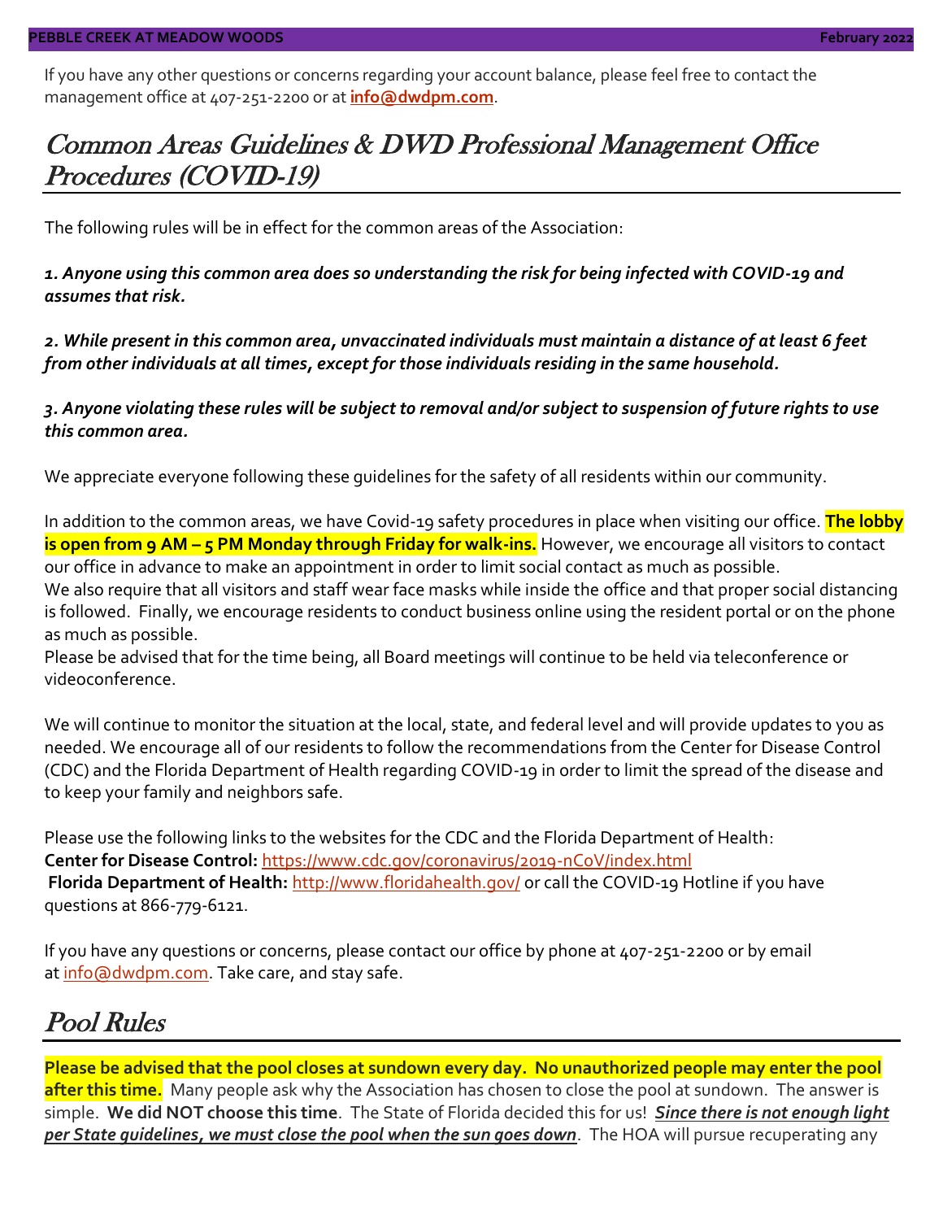If you have any other questions or concerns regarding your account balance, please feel free to contact the management office at 407-251-2200 or at **info@dwdpm.com**.

## Common Areas Guidelines & DWD Professional Management Office Procedures (COVID-19)

The following rules will be in effect for the common areas of the Association:

***1. Anyone using this common area does so understanding the risk for being infected with COVID-19 and assumes that risk.***

***2. While present in this common area, unvaccinated individuals must maintain a distance of at least 6 feet from other individuals at all times, except for those individuals residing in the same household.***

***3. Anyone violating these rules will be subject to removal and/or subject to suspension of future rights to use this common area.***

We appreciate everyone following these guidelines for the safety of all residents within our community.

In addition to the common areas, we have Covid-19 safety procedures in place when visiting our office. **The lobby is open from 9 AM – 5 PM Monday through Friday for walk-ins.** However, we encourage all visitors to contact our office in advance to make an appointment in order to limit social contact as much as possible.
We also require that all visitors and staff wear face masks while inside the office and that proper social distancing is followed. Finally, we encourage residents to conduct business online using the resident portal or on the phone as much as possible.
Please be advised that for the time being, all Board meetings will continue to be held via teleconference or videoconference.

We will continue to monitor the situation at the local, state, and federal level and will provide updates to you as needed. We encourage all of our residents to follow the recommendations from the Center for Disease Control (CDC) and the Florida Department of Health regarding COVID-19 in order to limit the spread of the disease and to keep your family and neighbors safe.

Please use the following links to the websites for the CDC and the Florida Department of Health:
**Center for Disease Control:** https://www.cdc.gov/coronavirus/2019-nCoV/index.html
**Florida Department of Health:** http://www.floridahealth.gov/ or call the COVID-19 Hotline if you have questions at 866-779-6121.

If you have any questions or concerns, please contact our office by phone at 407-251-2200 or by email at info@dwdpm.com. Take care, and stay safe.

## Pool Rules

**Please be advised that the pool closes at sundown every day. No unauthorized people may enter the pool after this time.** Many people ask why the Association has chosen to close the pool at sundown. The answer is simple. **We did NOT choose this time**. The State of Florida decided this for us! ***Since there is not enough light per State guidelines, we must close the pool when the sun goes down***. The HOA will pursue recuperating any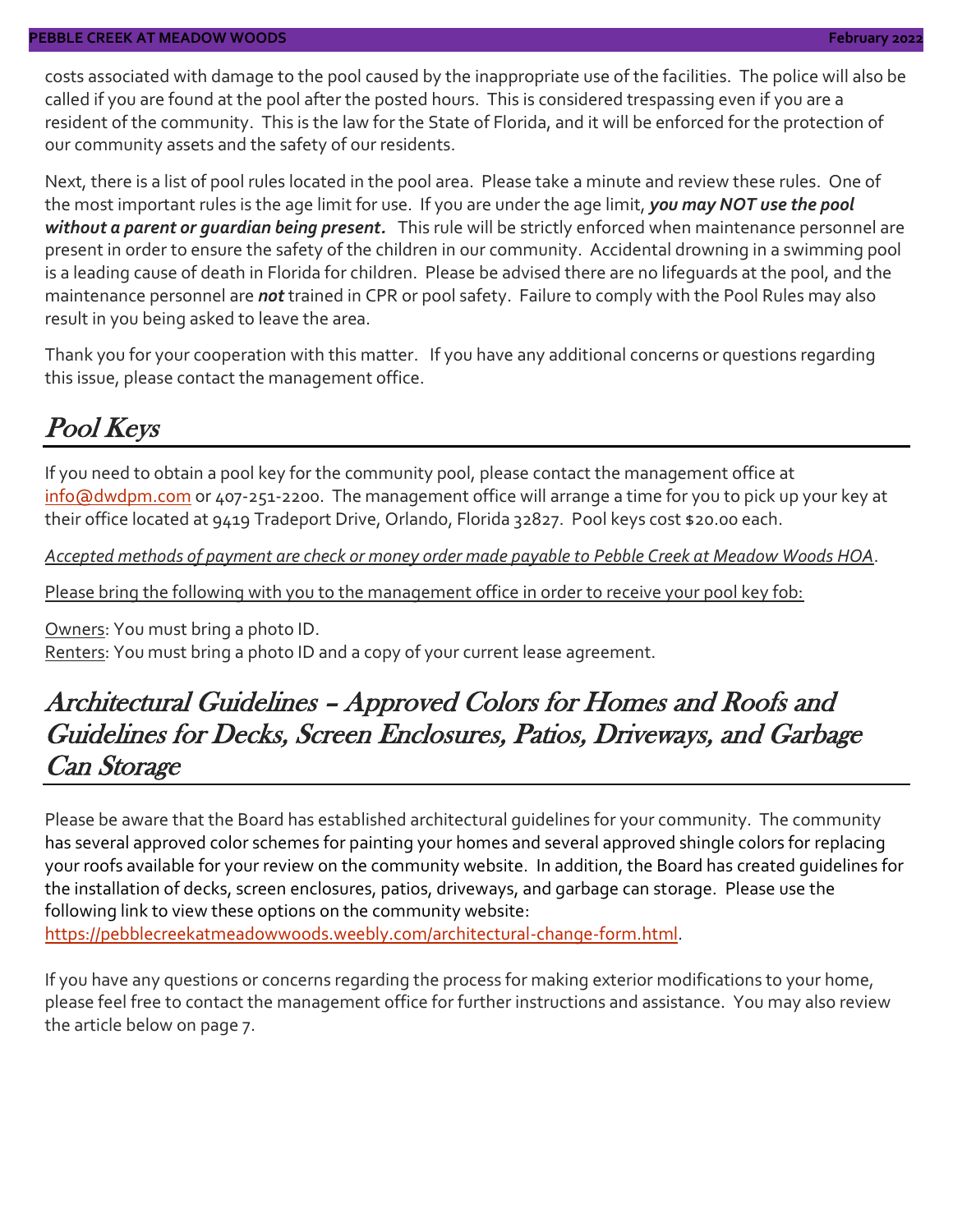costs associated with damage to the pool caused by the inappropriate use of the facilities. The police will also be called if you are found at the pool after the posted hours. This is considered trespassing even if you are a resident of the community. This is the law for the State of Florida, and it will be enforced for the protection of our community assets and the safety of our residents.

Next, there is a list of pool rules located in the pool area. Please take a minute and review these rules. One of the most important rules is the age limit for use. If you are under the age limit, ***you may NOT use the pool without a parent or guardian being present.*** This rule will be strictly enforced when maintenance personnel are present in order to ensure the safety of the children in our community. Accidental drowning in a swimming pool is a leading cause of death in Florida for children. Please be advised there are no lifeguards at the pool, and the maintenance personnel are ***not*** trained in CPR or pool safety. Failure to comply with the Pool Rules may also result in you being asked to leave the area.

Thank you for your cooperation with this matter. If you have any additional concerns or questions regarding this issue, please contact the management office.

## Pool Keys

If you need to obtain a pool key for the community pool, please contact the management office at info@dwdpm.com or 407-251-2200. The management office will arrange a time for you to pick up your key at their office located at 9419 Tradeport Drive, Orlando, Florida 32827. Pool keys cost $20.00 each.

*Accepted methods of payment are check or money order made payable to Pebble Creek at Meadow Woods HOA*.

Please bring the following with you to the management office in order to receive your pool key fob:

Owners: You must bring a photo ID.
Renters: You must bring a photo ID and a copy of your current lease agreement.

## Architectural Guidelines – Approved Colors for Homes and Roofs and Guidelines for Decks, Screen Enclosures, Patios, Driveways, and Garbage Can Storage

Please be aware that the Board has established architectural guidelines for your community. The community has several approved color schemes for painting your homes and several approved shingle colors for replacing your roofs available for your review on the community website. In addition, the Board has created guidelines for the installation of decks, screen enclosures, patios, driveways, and garbage can storage. Please use the following link to view these options on the community website:
https://pebblecreekatmeadowwoods.weebly.com/architectural-change-form.html.

If you have any questions or concerns regarding the process for making exterior modifications to your home, please feel free to contact the management office for further instructions and assistance. You may also review the article below on page 7.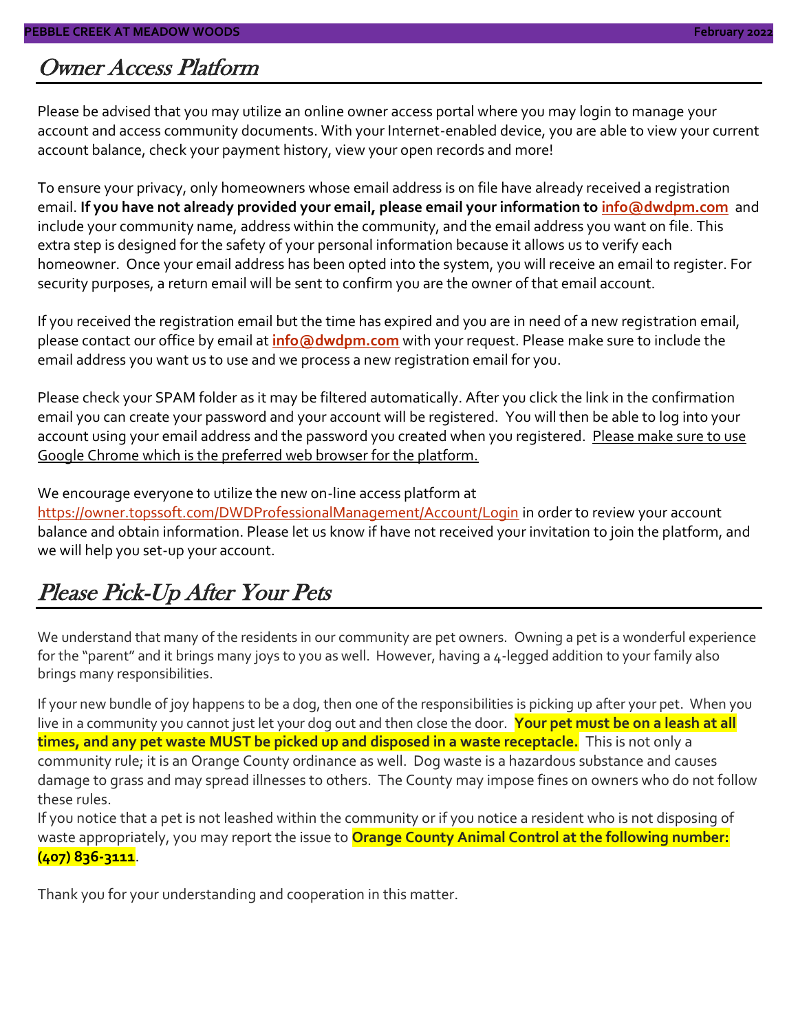## Owner Access Platform

Please be advised that you may utilize an online owner access portal where you may login to manage your account and access community documents. With your Internet-enabled device, you are able to view your current account balance, check your payment history, view your open records and more!

To ensure your privacy, only homeowners whose email address is on file have already received a registration email. **If you have not already provided your email, please email your information to info@dwdpm.com** and include your community name, address within the community, and the email address you want on file. This extra step is designed for the safety of your personal information because it allows us to verify each homeowner. Once your email address has been opted into the system, you will receive an email to register. For security purposes, a return email will be sent to confirm you are the owner of that email account.

If you received the registration email but the time has expired and you are in need of a new registration email, please contact our office by email at **info@dwdpm.com** with your request. Please make sure to include the email address you want us to use and we process a new registration email for you.

Please check your SPAM folder as it may be filtered automatically. After you click the link in the confirmation email you can create your password and your account will be registered. You will then be able to log into your account using your email address and the password you created when you registered. Please make sure to use Google Chrome which is the preferred web browser for the platform.

We encourage everyone to utilize the new on-line access platform at https://owner.topssoft.com/DWDProfessionalManagement/Account/Login in order to review your account balance and obtain information. Please let us know if have not received your invitation to join the platform, and we will help you set-up your account.

## Please Pick-Up After Your Pets

We understand that many of the residents in our community are pet owners. Owning a pet is a wonderful experience for the "parent" and it brings many joys to you as well. However, having a 4-legged addition to your family also brings many responsibilities.

If your new bundle of joy happens to be a dog, then one of the responsibilities is picking up after your pet. When you live in a community you cannot just let your dog out and then close the door. **Your pet must be on a leash at all times, and any pet waste MUST be picked up and disposed in a waste receptacle.** This is not only a community rule; it is an Orange County ordinance as well. Dog waste is a hazardous substance and causes damage to grass and may spread illnesses to others. The County may impose fines on owners who do not follow these rules.

If you notice that a pet is not leashed within the community or if you notice a resident who is not disposing of waste appropriately, you may report the issue to **Orange County Animal Control at the following number: (407) 836-3111**.

Thank you for your understanding and cooperation in this matter.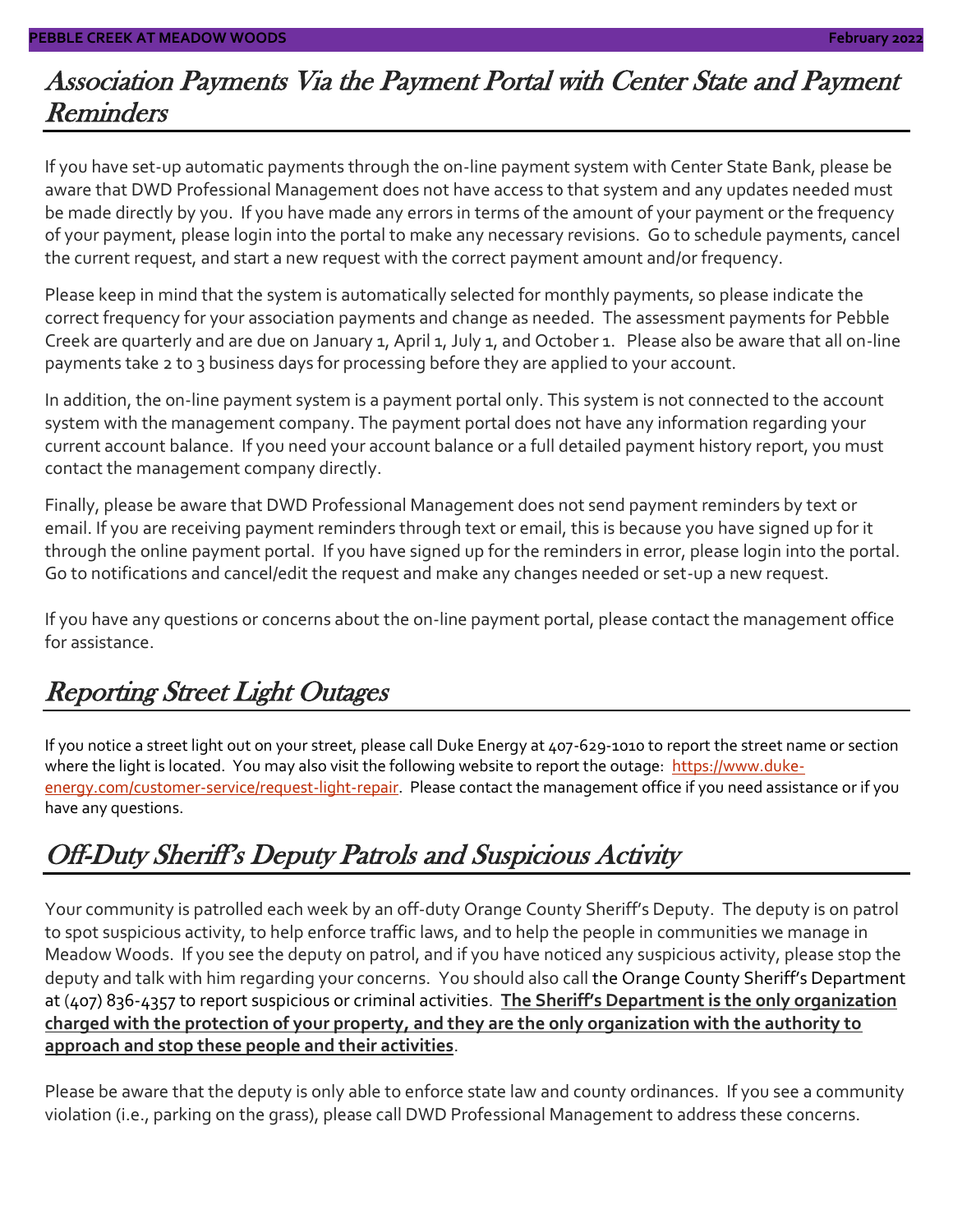## Association Payments Via the Payment Portal with Center State and Payment Reminders

If you have set-up automatic payments through the on-line payment system with Center State Bank, please be aware that DWD Professional Management does not have access to that system and any updates needed must be made directly by you. If you have made any errors in terms of the amount of your payment or the frequency of your payment, please login into the portal to make any necessary revisions. Go to schedule payments, cancel the current request, and start a new request with the correct payment amount and/or frequency.

Please keep in mind that the system is automatically selected for monthly payments, so please indicate the correct frequency for your association payments and change as needed. The assessment payments for Pebble Creek are quarterly and are due on January 1, April 1, July 1, and October 1. Please also be aware that all on-line payments take 2 to 3 business days for processing before they are applied to your account.

In addition, the on-line payment system is a payment portal only. This system is not connected to the account system with the management company. The payment portal does not have any information regarding your current account balance. If you need your account balance or a full detailed payment history report, you must contact the management company directly.

Finally, please be aware that DWD Professional Management does not send payment reminders by text or email. If you are receiving payment reminders through text or email, this is because you have signed up for it through the online payment portal. If you have signed up for the reminders in error, please login into the portal. Go to notifications and cancel/edit the request and make any changes needed or set-up a new request.

If you have any questions or concerns about the on-line payment portal, please contact the management office for assistance.

## Reporting Street Light Outages

If you notice a street light out on your street, please call Duke Energy at 407-629-1010 to report the street name or section where the light is located. You may also visit the following website to report the outage: https://www.duke-energy.com/customer-service/request-light-repair. Please contact the management office if you need assistance or if you have any questions.

## Off-Duty Sheriff's Deputy Patrols and Suspicious Activity

Your community is patrolled each week by an off-duty Orange County Sheriff's Deputy. The deputy is on patrol to spot suspicious activity, to help enforce traffic laws, and to help the people in communities we manage in Meadow Woods. If you see the deputy on patrol, and if you have noticed any suspicious activity, please stop the deputy and talk with him regarding your concerns. You should also call the Orange County Sheriff's Department at (407) 836-4357 to report suspicious or criminal activities. **The Sheriff's Department is the only organization charged with the protection of your property, and they are the only organization with the authority to approach and stop these people and their activities**.

Please be aware that the deputy is only able to enforce state law and county ordinances. If you see a community violation (i.e., parking on the grass), please call DWD Professional Management to address these concerns.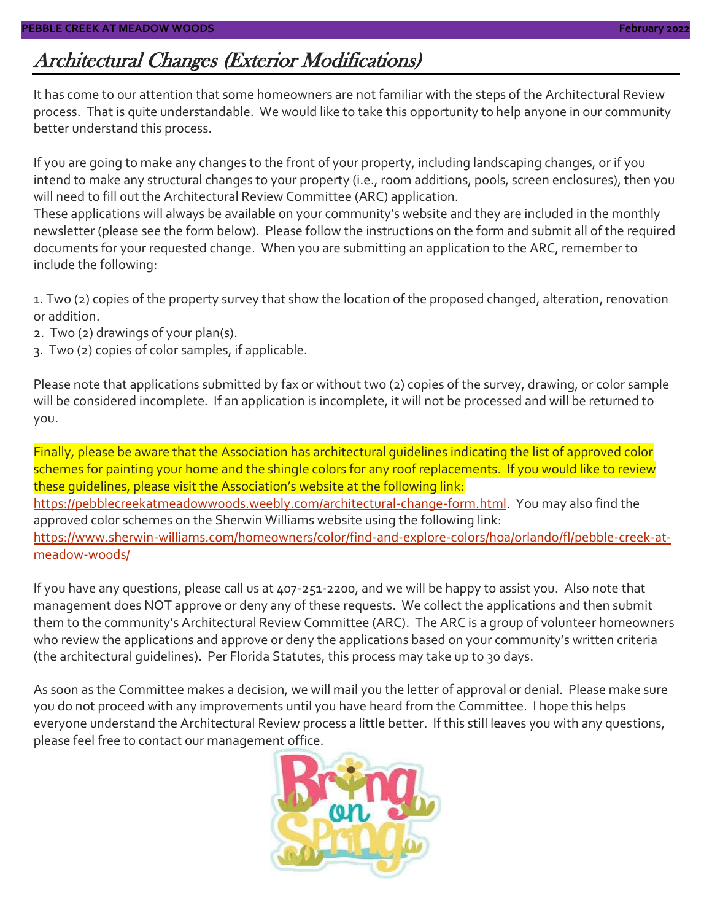# Architectural Changes (Exterior Modifications)

It has come to our attention that some homeowners are not familiar with the steps of the Architectural Review process. That is quite understandable. We would like to take this opportunity to help anyone in our community better understand this process.

If you are going to make any changes to the front of your property, including landscaping changes, or if you intend to make any structural changes to your property (i.e., room additions, pools, screen enclosures), then you will need to fill out the Architectural Review Committee (ARC) application.
These applications will always be available on your community's website and they are included in the monthly newsletter (please see the form below). Please follow the instructions on the form and submit all of the required documents for your requested change. When you are submitting an application to the ARC, remember to include the following:

1. Two (2) copies of the property survey that show the location of the proposed changed, alteration, renovation or addition.
2. Two (2) drawings of your plan(s).
3. Two (2) copies of color samples, if applicable.

Please note that applications submitted by fax or without two (2) copies of the survey, drawing, or color sample will be considered incomplete. If an application is incomplete, it will not be processed and will be returned to you.

Finally, please be aware that the Association has architectural guidelines indicating the list of approved color schemes for painting your home and the shingle colors for any roof replacements. If you would like to review these guidelines, please visit the Association's website at the following link: https://pebblecreekatmeadowwoods.weebly.com/architectural-change-form.html. You may also find the approved color schemes on the Sherwin Williams website using the following link: https://www.sherwin-williams.com/homeowners/color/find-and-explore-colors/hoa/orlando/fl/pebble-creek-at-meadow-woods/

If you have any questions, please call us at 407-251-2200, and we will be happy to assist you. Also note that management does NOT approve or deny any of these requests. We collect the applications and then submit them to the community's Architectural Review Committee (ARC). The ARC is a group of volunteer homeowners who review the applications and approve or deny the applications based on your community's written criteria (the architectural guidelines). Per Florida Statutes, this process may take up to 30 days.

As soon as the Committee makes a decision, we will mail you the letter of approval or denial. Please make sure you do not proceed with any improvements until you have heard from the Committee. I hope this helps everyone understand the Architectural Review process a little better. If this still leaves you with any questions, please feel free to contact our management office.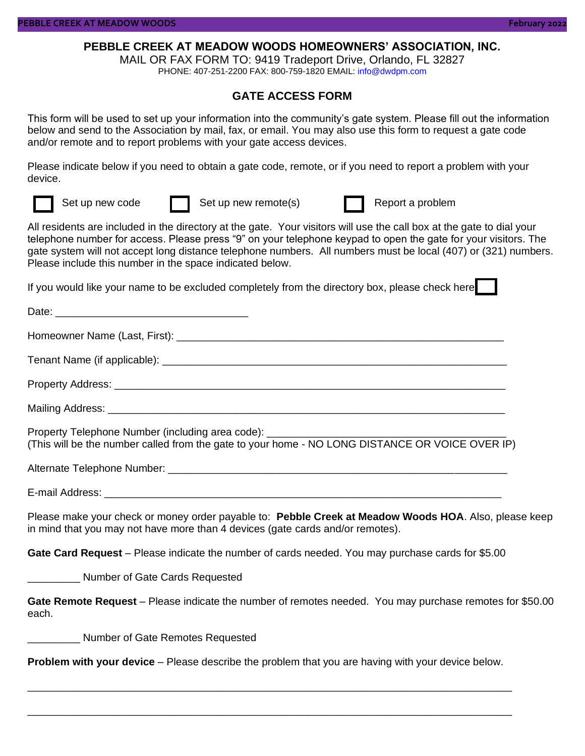**PEBBLE CREEK AT MEADOW WOODS HOMEOWNERS' ASSOCIATION, INC.**

MAIL OR FAX FORM TO: 9419 Tradeport Drive, Orlando, FL 32827

PHONE: 407-251-2200 FAX: 800-759-1820 EMAIL: info@dwdpm.com

## GATE ACCESS FORM

This form will be used to set up your information into the community's gate system. Please fill out the information below and send to the Association by mail, fax, or email. You may also use this form to request a gate code and/or remote and to report problems with your gate access devices.

Please indicate below if you need to obtain a gate code, remote, or if you need to report a problem with your device.

☐ Set up new code ☐ Set up new remote(s) ☐ Report a problem

All residents are included in the directory at the gate. Your visitors will use the call box at the gate to dial your telephone number for access. Please press "9" on your telephone keypad to open the gate for your visitors. The gate system will not accept long distance telephone numbers. All numbers must be local (407) or (321) numbers. Please include this number in the space indicated below.

If you would like your name to be excluded completely from the directory box, please check here ☐

Date: ________________________________

Homeowner Name (Last, First): ______________________________________________________

Tenant Name (if applicable): ________________________________________________________

Property Address: _______________________________________________________________

Mailing Address: ________________________________________________________________

Property Telephone Number (including area code): ______________________________________

(This will be the number called from the gate to your home - NO LONG DISTANCE OR VOICE OVER IP)

Alternate Telephone Number: ________________________________________________________

E-mail Address: _________________________________________________________________

Please make your check or money order payable to: **Pebble Creek at Meadow Woods HOA**. Also, please keep in mind that you may not have more than 4 devices (gate cards and/or remotes).

**Gate Card Request** – Please indicate the number of cards needed. You may purchase cards for $5.00

_________ Number of Gate Cards Requested

**Gate Remote Request** – Please indicate the number of remotes needed. You may purchase remotes for $50.00 each.

_________ Number of Gate Remotes Requested

**Problem with your device** – Please describe the problem that you are having with your device below.

_______________________________________________________________________________

_______________________________________________________________________________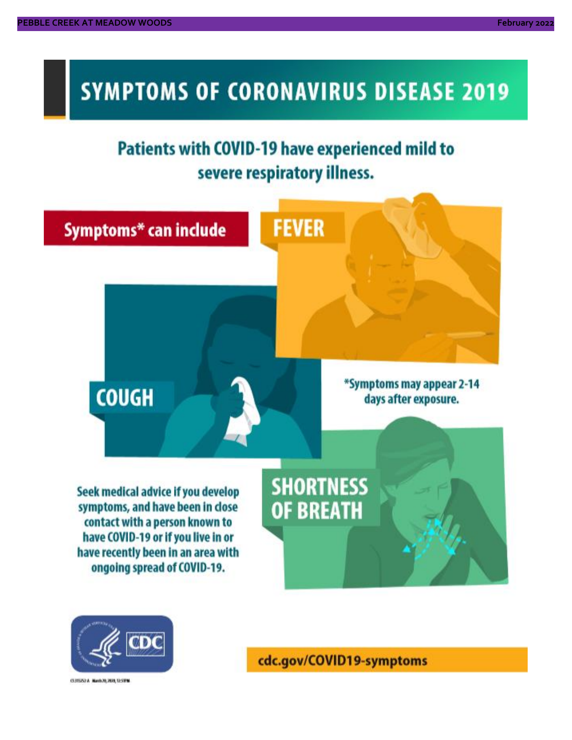# SYMPTOMS OF CORONAVIRUS DISEASE 2019

## Patients with COVID-19 have experienced mild to severe respiratory illness.

**Symptoms* can include**

**FEVER**

**COUGH**

*Symptoms may appear 2-14 days after exposure.

**SHORTNESS OF BREATH**

Seek medical advice if you develop symptoms, and have been in close contact with a person known to have COVID-19 or if you live in or have recently been in an area with ongoing spread of COVID-19.

CDC

cdc.gov/COVID19-symptoms

CS315252-A March 20, 2020, 12:59PM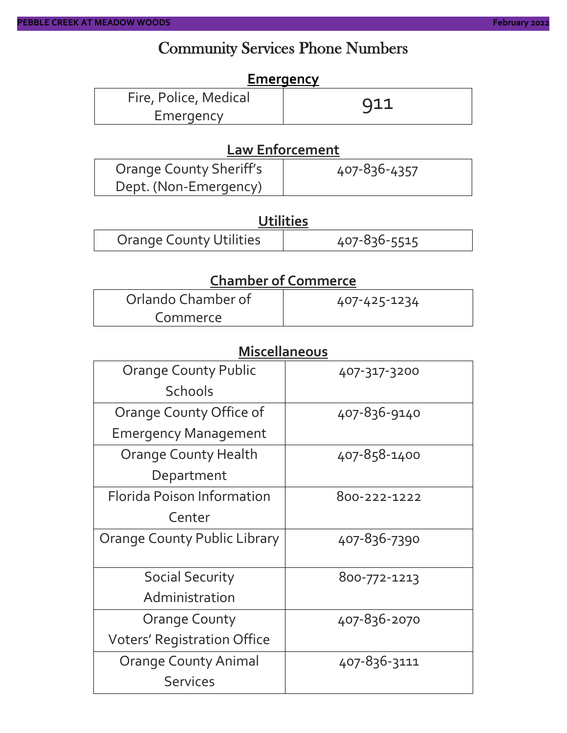# Community Services Phone Numbers

## Emergency

| | |
|---|---|
| Fire, Police, Medical Emergency | 911 |

## Law Enforcement

| | |
|---|---|
| Orange County Sheriff's Dept. (Non-Emergency) | 407-836-4357 |

## Utilities

| | |
|---|---|
| Orange County Utilities | 407-836-5515 |

## Chamber of Commerce

| | |
|---|---|
| Orlando Chamber of Commerce | 407-425-1234 |

## Miscellaneous

| | |
|---|---|
| Orange County Public Schools | 407-317-3200 |
| Orange County Office of Emergency Management | 407-836-9140 |
| Orange County Health Department | 407-858-1400 |
| Florida Poison Information Center | 800-222-1222 |
| Orange County Public Library | 407-836-7390 |
| Social Security Administration | 800-772-1213 |
| Orange County Voters' Registration Office | 407-836-2070 |
| Orange County Animal Services | 407-836-3111 |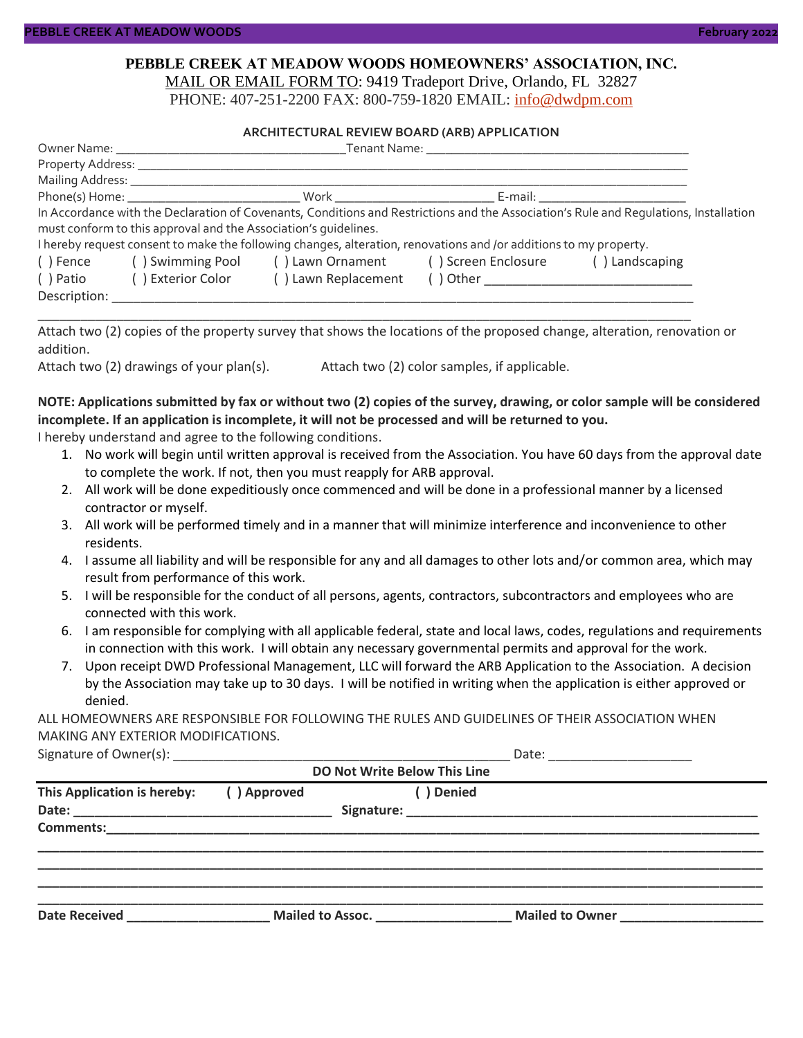**PEBBLE CREEK AT MEADOW WOODS HOMEOWNERS' ASSOCIATION, INC.**

MAIL OR EMAIL FORM TO: 9419 Tradeport Drive, Orlando, FL 32827

PHONE: 407-251-2200 FAX: 800-759-1820 EMAIL: info@dwdpm.com

**ARCHITECTURAL REVIEW BOARD (ARB) APPLICATION**

Owner Name: ________________________________ Tenant Name: ____________________________________

Property Address: ______________________________________________________________________________

Mailing Address: _______________________________________________________________________________

Phone(s) Home: ________________________ Work ______________________ E-mail: ____________________

In Accordance with the Declaration of Covenants, Conditions and Restrictions and the Association's Rule and Regulations, Installation must conform to this approval and the Association's guidelines.

I hereby request consent to make the following changes, alteration, renovations and /or additions to my property.

( ) Fence ( ) Swimming Pool ( ) Lawn Ornament ( ) Screen Enclosure ( ) Landscaping

( ) Patio ( ) Exterior Color ( ) Lawn Replacement ( ) Other ____________________________

Description: ____________________________________________________________________________________

_______________________________________________________________________________________________

Attach two (2) copies of the property survey that shows the locations of the proposed change, alteration, renovation or addition.

Attach two (2) drawings of your plan(s). Attach two (2) color samples, if applicable.

**NOTE: Applications submitted by fax or without two (2) copies of the survey, drawing, or color sample will be considered incomplete. If an application is incomplete, it will not be processed and will be returned to you.**

I hereby understand and agree to the following conditions.

1. No work will begin until written approval is received from the Association. You have 60 days from the approval date to complete the work. If not, then you must reapply for ARB approval.
2. All work will be done expeditiously once commenced and will be done in a professional manner by a licensed contractor or myself.
3. All work will be performed timely and in a manner that will minimize interference and inconvenience to other residents.
4. I assume all liability and will be responsible for any and all damages to other lots and/or common area, which may result from performance of this work.
5. I will be responsible for the conduct of all persons, agents, contractors, subcontractors and employees who are connected with this work.
6. I am responsible for complying with all applicable federal, state and local laws, codes, regulations and requirements in connection with this work. I will obtain any necessary governmental permits and approval for the work.
7. Upon receipt DWD Professional Management, LLC will forward the ARB Application to the Association. A decision by the Association may take up to 30 days. I will be notified in writing when the application is either approved or denied.

ALL HOMEOWNERS ARE RESPONSIBLE FOR FOLLOWING THE RULES AND GUIDELINES OF THEIR ASSOCIATION WHEN MAKING ANY EXTERIOR MODIFICATIONS.

Signature of Owner(s): ______________________________________________ Date: ___________________

**DO Not Write Below This Line**

**This Application is hereby: ( ) Approved ( ) Denied**

**Date:** ________________________________ **Signature:** ______________________________________________

**Comments:**___________________________________________________________________________________

_______________________________________________________________________________________________

_______________________________________________________________________________________________

_______________________________________________________________________________________________

_______________________________________________________________________________________________

**Date Received** __________________ **Mailed to Assoc.** _________________ **Mailed to Owner** __________________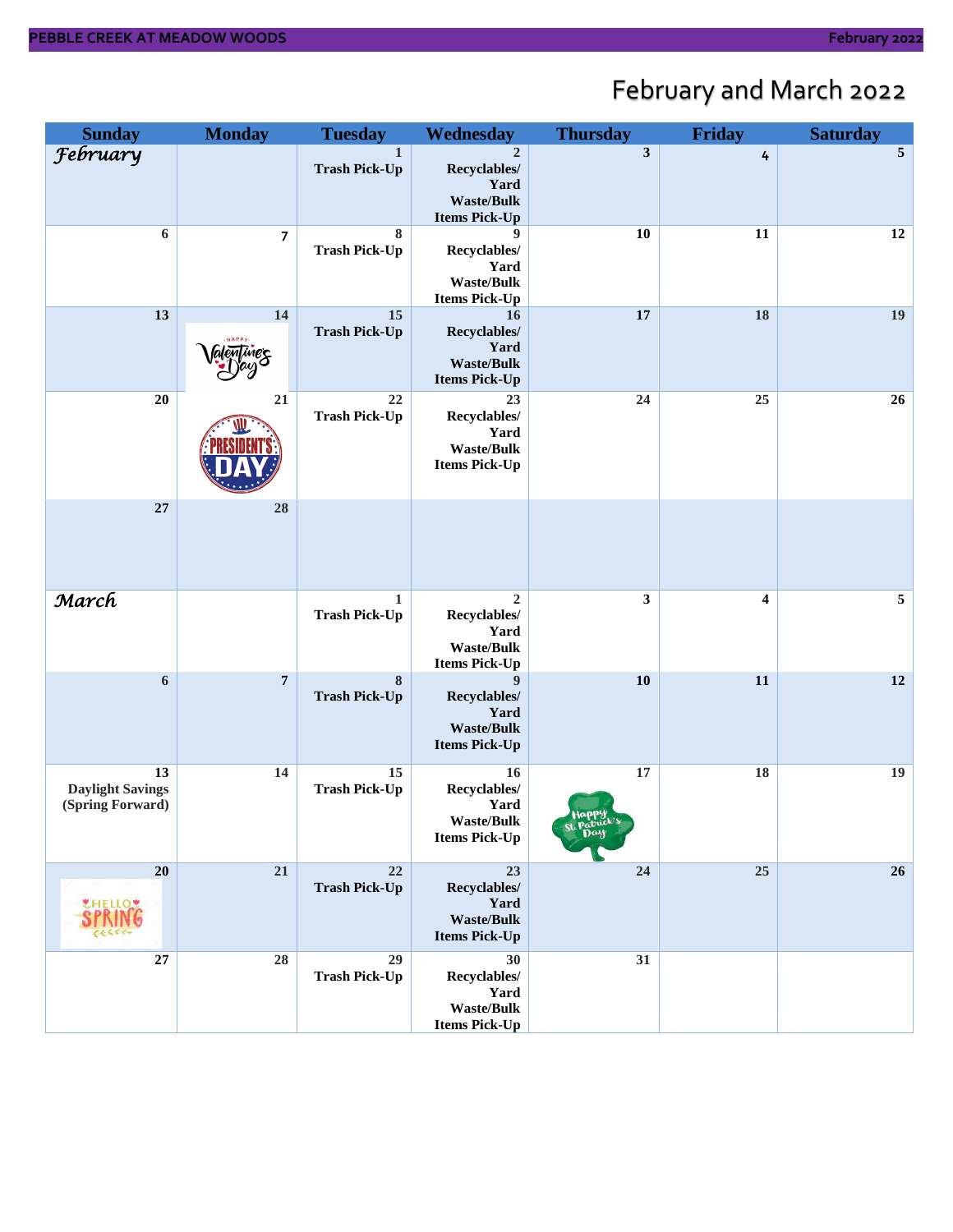# February and March 2022

| Sunday | Monday | Tuesday | Wednesday | Thursday | Friday | Saturday |
|---|---|---|---|---|---|---|
| *February* | | 1 Trash Pick-Up | 2 Recyclables/ Yard Waste/Bulk Items Pick-Up | 3 | 4 | 5 |
| 6 | 7 | 8 Trash Pick-Up | 9 Recyclables/ Yard Waste/Bulk Items Pick-Up | 10 | 11 | 12 |
| 13 | 14 Happy Valentine's Day | 15 Trash Pick-Up | 16 Recyclables/ Yard Waste/Bulk Items Pick-Up | 17 | 18 | 19 |
| 20 | 21 President's Day | 22 Trash Pick-Up | 23 Recyclables/ Yard Waste/Bulk Items Pick-Up | 24 | 25 | 26 |
| 27 | 28 | | | | | |
| *March* | | 1 Trash Pick-Up | 2 Recyclables/ Yard Waste/Bulk Items Pick-Up | 3 | 4 | 5 |
| 6 | 7 | 8 Trash Pick-Up | 9 Recyclables/ Yard Waste/Bulk Items Pick-Up | 10 | 11 | 12 |
| 13 Daylight Savings (Spring Forward) | 14 | 15 Trash Pick-Up | 16 Recyclables/ Yard Waste/Bulk Items Pick-Up | 17 Happy St. Patrick's Day | 18 | 19 |
| 20 Hello Spring | 21 | 22 Trash Pick-Up | 23 Recyclables/ Yard Waste/Bulk Items Pick-Up | 24 | 25 | 26 |
| 27 | 28 | 29 Trash Pick-Up | 30 Recyclables/ Yard Waste/Bulk Items Pick-Up | 31 | | |